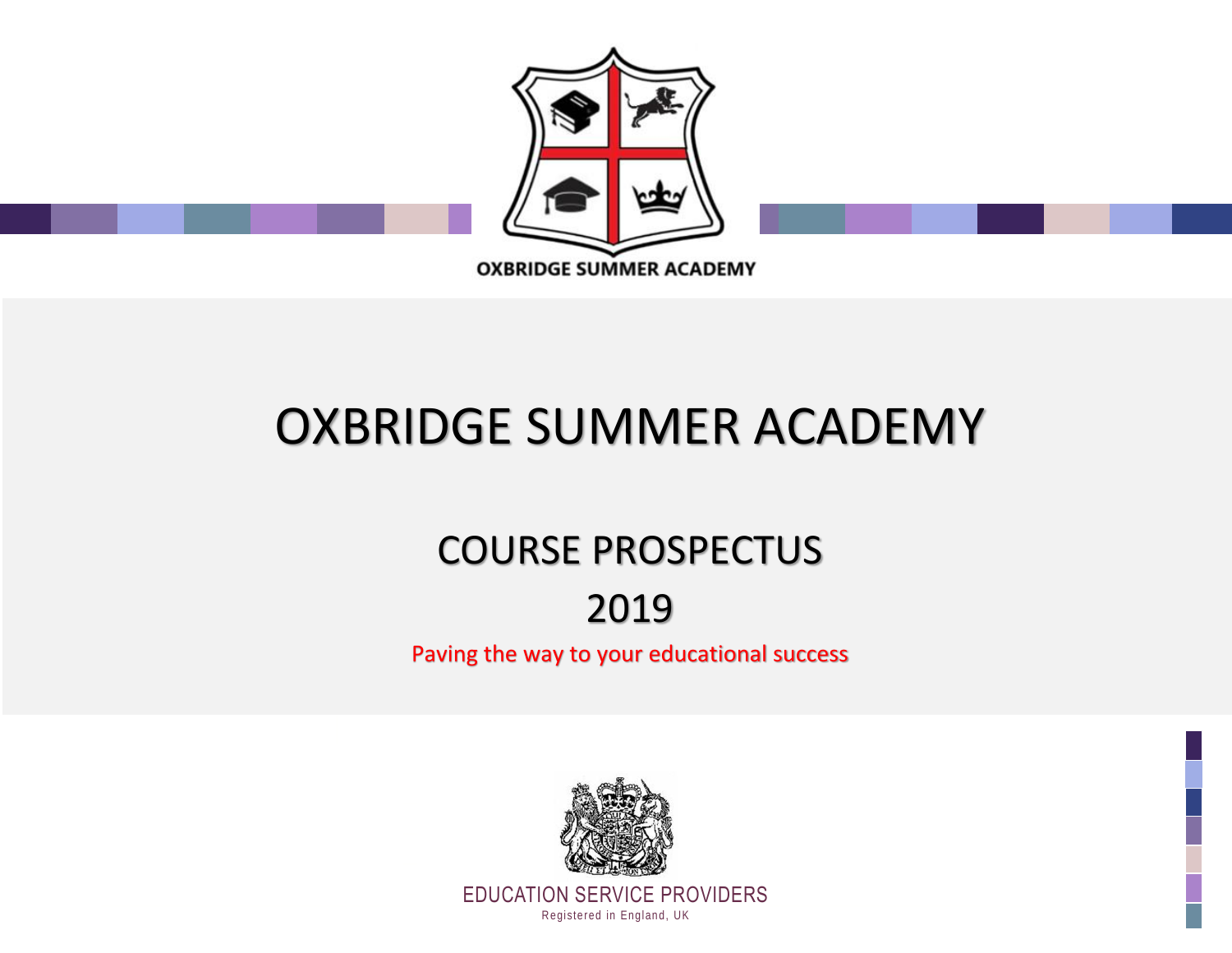OXBRIDGE SUMMER ACADEMY

# OXBRIDGE SUMMER ACADEMY

## COURSE PROSPECTUS

## 2019

Paving the way to your educational success

EDUCATION SERVICE PROVIDERS

Registered in England, UK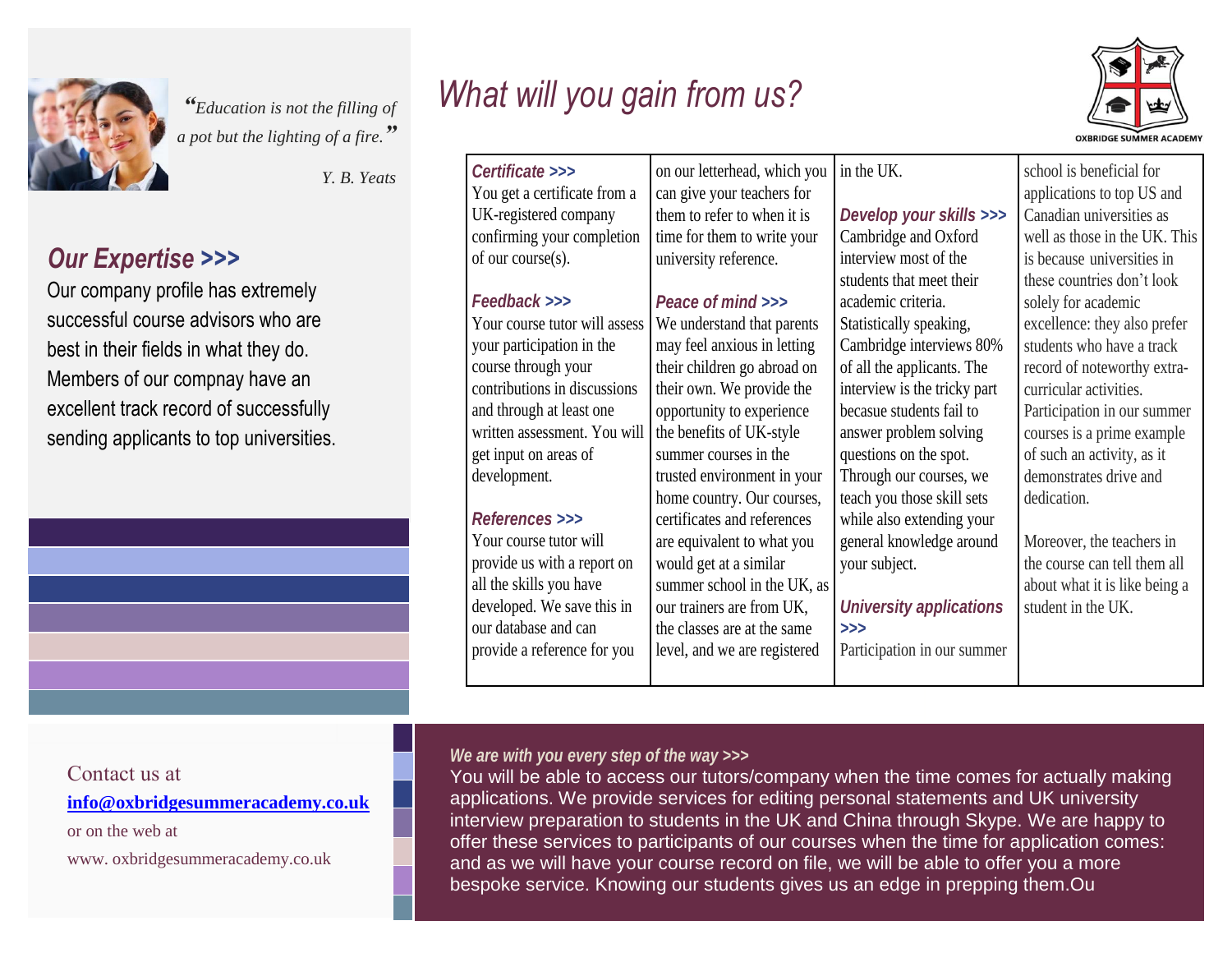*"Education is not the filling of a pot but the lighting of a fire."*

*Y. B. Yeats*

## Our Expertise >>>

Our company profile has extremely successful course advisors who are best in their fields in what they do. Members of our compnay have an excellent track record of successfully sending applicants to top universities.

Contact us at

**info@oxbridgesummeracademy.co.uk**

or on the web at

www. oxbridgesummeracademy.co.uk

# What will you gain from us?

OXBRIDGE SUMMER ACADEMY

***Certificate >>>***

You get a certificate from a UK-registered company confirming your completion of our course(s).

***Feedback >>>***

Your course tutor will assess your participation in the course through your contributions in discussions and through at least one written assessment. You will get input on areas of development.

***References >>>***

Your course tutor will provide us with a report on all the skills you have developed. We save this in our database and can provide a reference for you on our letterhead, which you can give your teachers for them to refer to when it is time for them to write your university reference.

***Peace of mind >>>***

We understand that parents may feel anxious in letting their children go abroad on their own. We provide the opportunity to experience the benefits of UK-style summer courses in the trusted environment in your home country. Our courses, certificates and references are equivalent to what you would get at a similar summer school in the UK, as our trainers are from UK, the classes are at the same level, and we are registered in the UK.

***Develop your skills >>>***

Cambridge and Oxford interview most of the students that meet their academic criteria. Statistically speaking, Cambridge interviews 80% of all the applicants. The interview is the tricky part becasue students fail to answer problem solving questions on the spot. Through our courses, we teach you those skill sets while also extending your general knowledge around your subject.

***University applications >>>***

Participation in our summer school is beneficial for applications to top US and Canadian universities as well as those in the UK. This is because universities in these countries don't look solely for academic excellence: they also prefer students who have a track record of noteworthy extra-curricular activities. Participation in our summer courses is a prime example of such an activity, as it demonstrates drive and dedication.

Moreover, the teachers in the course can tell them all about what it is like being a student in the UK.

***We are with you every step of the way >>>***

You will be able to access our tutors/company when the time comes for actually making applications. We provide services for editing personal statements and UK university interview preparation to students in the UK and China through Skype. We are happy to offer these services to participants of our courses when the time for application comes: and as we will have your course record on file, we will be able to offer you a more bespoke service. Knowing our students gives us an edge in prepping them.Ou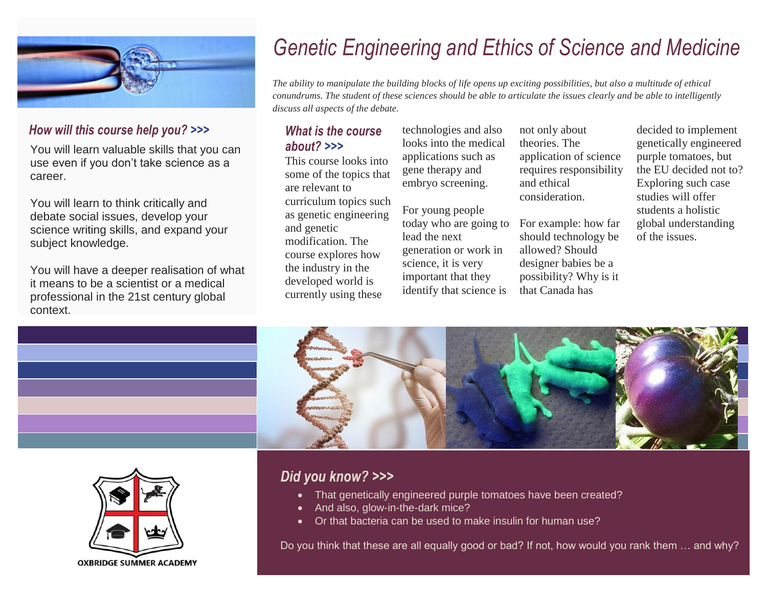# Genetic Engineering and Ethics of Science and Medicine

*The ability to manipulate the building blocks of life opens up exciting possibilities, but also a multitude of ethical conundrums. The student of these sciences should be able to articulate the issues clearly and be able to intelligently discuss all aspects of the debate.*

### How will this course help you? >>>

You will learn valuable skills that you can use even if you don't take science as a career.

You will learn to think critically and debate social issues, develop your science writing skills, and expand your subject knowledge.

You will have a deeper realisation of what it means to be a scientist or a medical professional in the 21st century global context.

### What is the course about? >>>

This course looks into some of the topics that are relevant to curriculum topics such as genetic engineering and genetic modification. The course explores how the industry in the developed world is currently using these technologies and also looks into the medical applications such as gene therapy and embryo screening.

For young people today who are going to lead the next generation or work in science, it is very important that they identify that science is not only about theories. The application of science requires responsibility and ethical consideration.

For example: how far should technology be allowed? Should designer babies be a possibility? Why is it that Canada has decided to implement genetically engineered purple tomatoes, but the EU decided not to? Exploring such case studies will offer students a holistic global understanding of the issues.

### Did you know? >>>

- That genetically engineered purple tomatoes have been created?
- And also, glow-in-the-dark mice?
- Or that bacteria can be used to make insulin for human use?

Do you think that these are all equally good or bad? If not, how would you rank them … and why?

OXBRIDGE SUMMER ACADEMY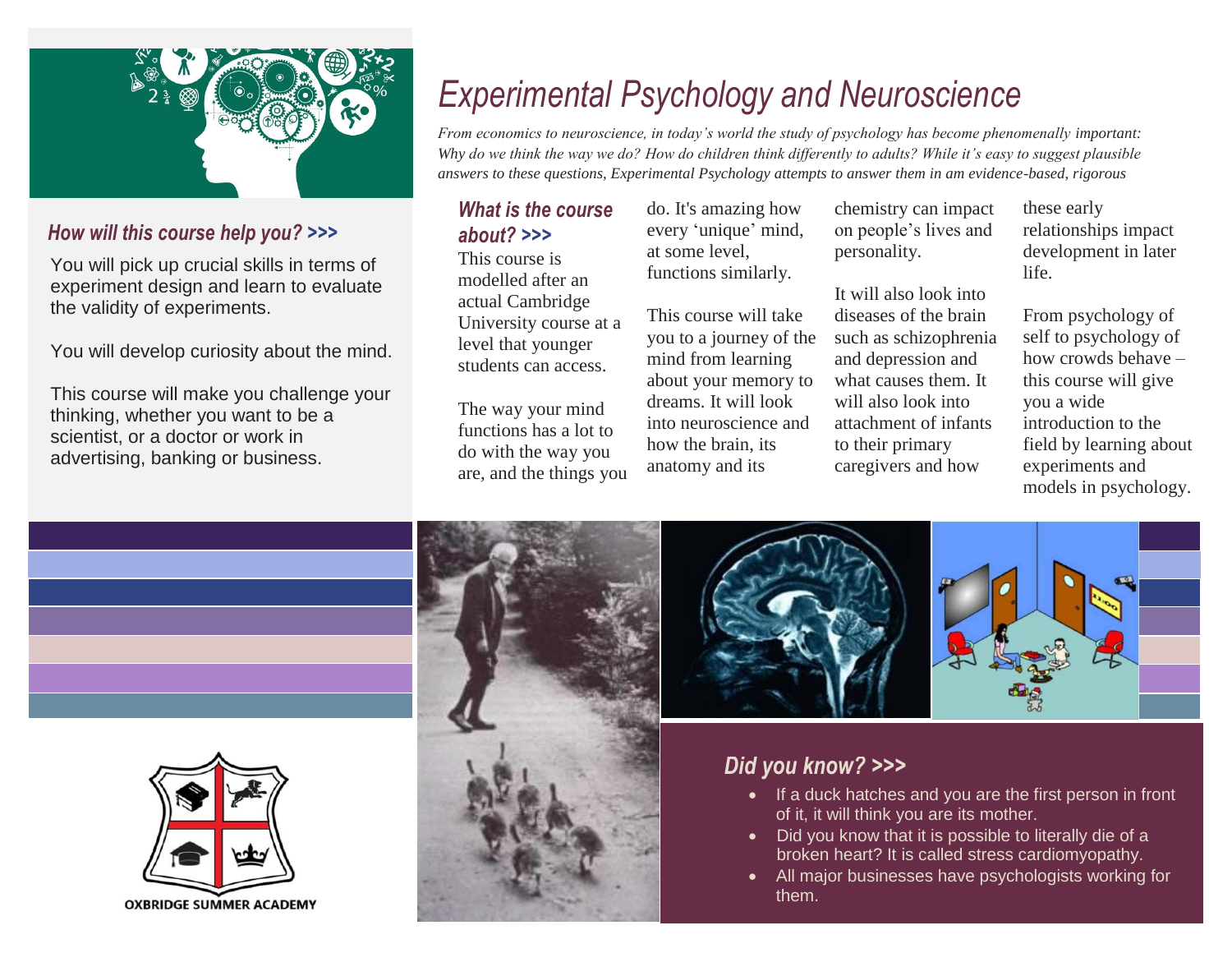# Experimental Psychology and Neuroscience

*From economics to neuroscience, in today's world the study of psychology has become phenomenally important: Why do we think the way we do? How do children think differently to adults? While it's easy to suggest plausible answers to these questions, Experimental Psychology attempts to answer them in am evidence-based, rigorous*

## How will this course help you? >>>

You will pick up crucial skills in terms of experiment design and learn to evaluate the validity of experiments.

You will develop curiosity about the mind.

This course will make you challenge your thinking, whether you want to be a scientist, or a doctor or work in advertising, banking or business.

## What is the course about? >>>

This course is modelled after an actual Cambridge University course at a level that younger students can access.

The way your mind functions has a lot to do with the way you are, and the things you do. It's amazing how every 'unique' mind, at some level, functions similarly.

This course will take you to a journey of the mind from learning about your memory to dreams. It will look into neuroscience and how the brain, its anatomy and its chemistry can impact on people's lives and personality.

It will also look into diseases of the brain such as schizophrenia and depression and what causes them. It will also look into attachment of infants to their primary caregivers and how these early relationships impact development in later life.

From psychology of self to psychology of how crowds behave – this course will give you a wide introduction to the field by learning about experiments and models in psychology.

## Did you know? >>>

- If a duck hatches and you are the first person in front of it, it will think you are its mother.
- Did you know that it is possible to literally die of a broken heart? It is called stress cardiomyopathy.
- All major businesses have psychologists working for them.

OXBRIDGE SUMMER ACADEMY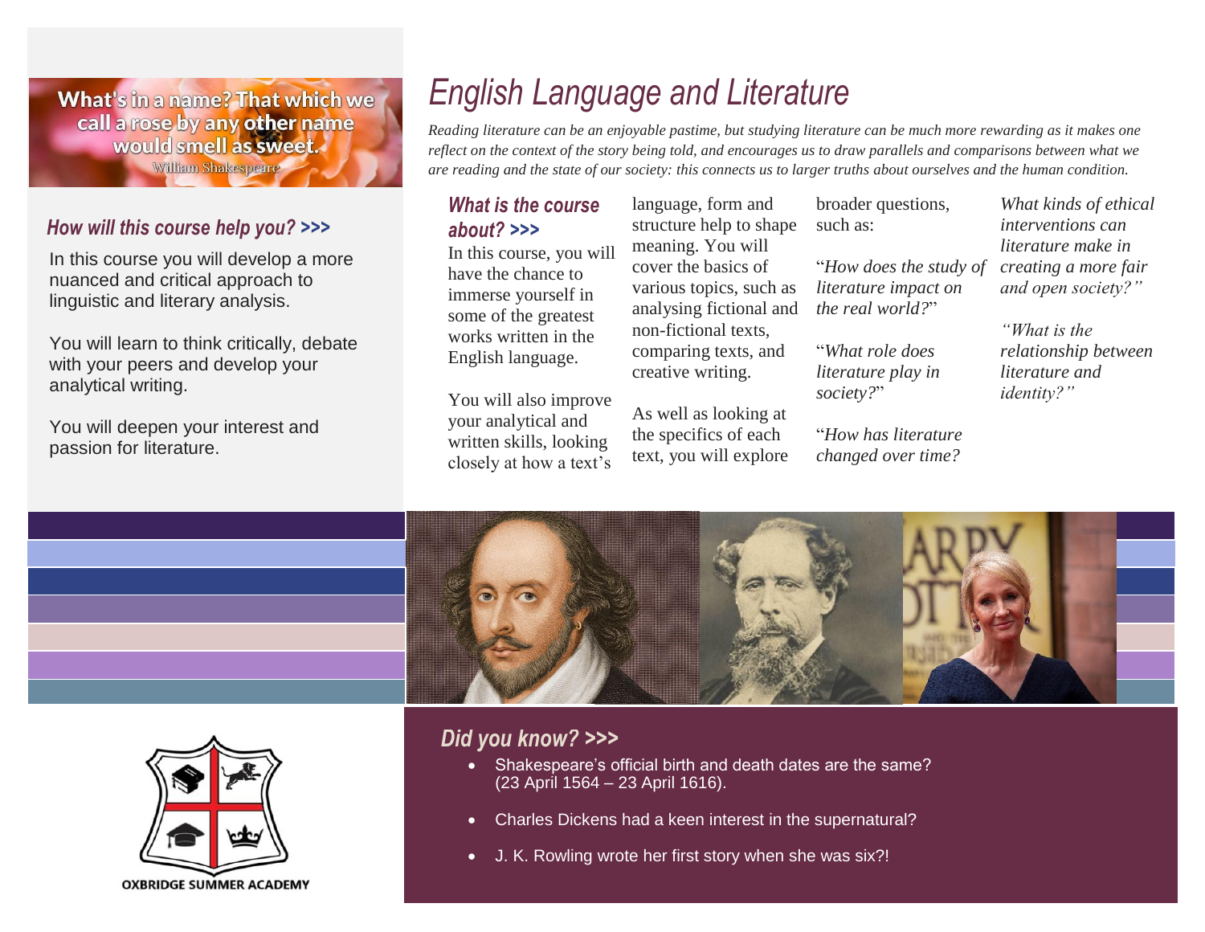What's in a name? That which we call a rose by any other name would smell as sweet.
William Shakespeare

### How will this course help you? >>>

In this course you will develop a more nuanced and critical approach to linguistic and literary analysis.

You will learn to think critically, debate with your peers and develop your analytical writing.

You will deepen your interest and passion for literature.

# English Language and Literature

*Reading literature can be an enjoyable pastime, but studying literature can be much more rewarding as it makes one reflect on the context of the story being told, and encourages us to draw parallels and comparisons between what we are reading and the state of our society: this connects us to larger truths about ourselves and the human condition.*

### What is the course about? >>>

In this course, you will have the chance to immerse yourself in some of the greatest works written in the English language.

You will also improve your analytical and written skills, looking closely at how a text's language, form and structure help to shape meaning. You will cover the basics of various topics, such as analysing fictional and non-fictional texts, comparing texts, and creative writing.

As well as looking at the specifics of each text, you will explore broader questions, such as:

"*How does the study of literature impact on the real world?*"

"*What role does literature play in society?*"

"*How has literature changed over time?*

*What kinds of ethical interventions can literature make in creating a more fair and open society?"*

*"What is the relationship between literature and identity?"*

OXBRIDGE SUMMER ACADEMY

### Did you know? >>>

- Shakespeare's official birth and death dates are the same? (23 April 1564 – 23 April 1616).
- Charles Dickens had a keen interest in the supernatural?
- J. K. Rowling wrote her first story when she was six?!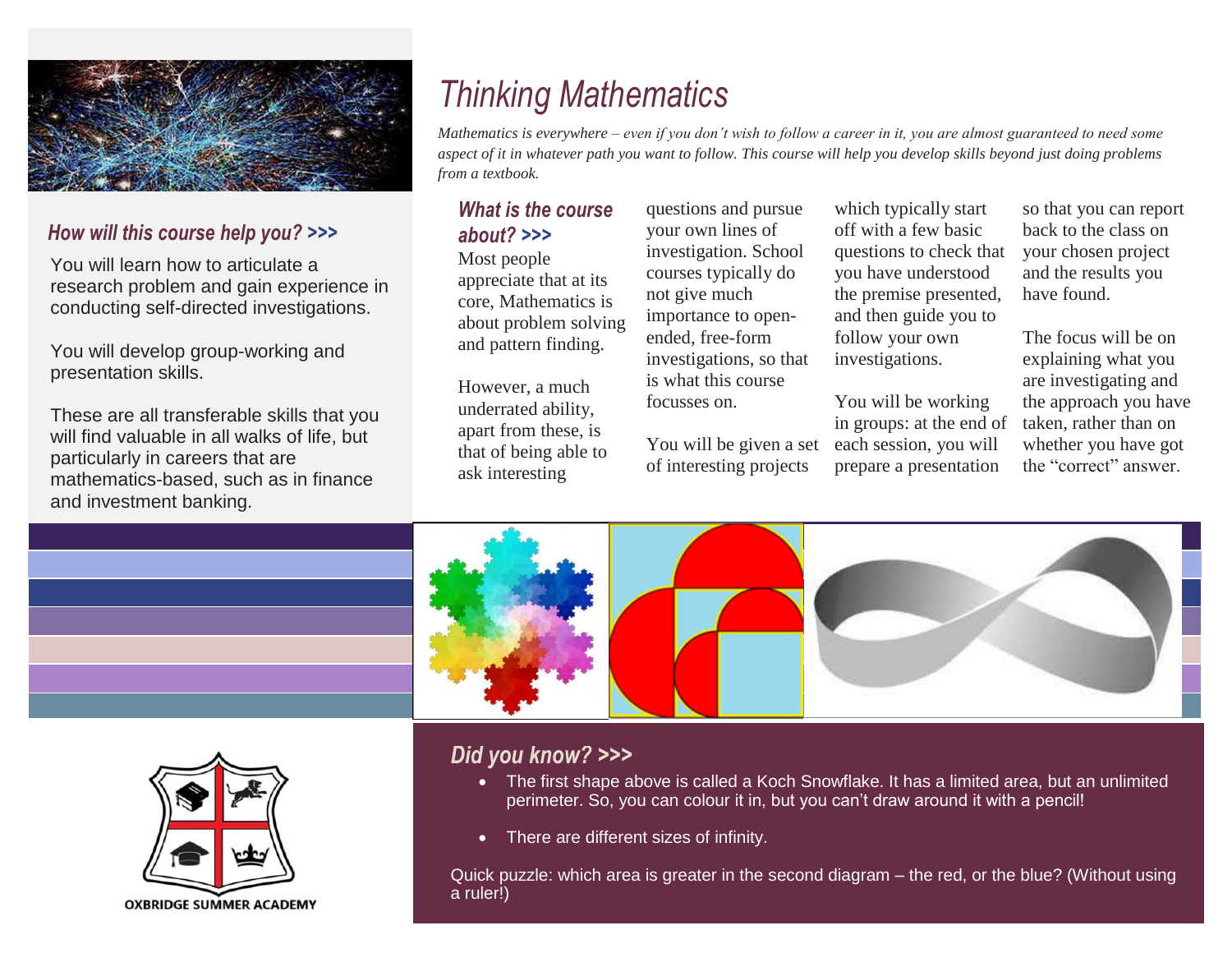# Thinking Mathematics

*Mathematics is everywhere – even if you don't wish to follow a career in it, you are almost guaranteed to need some aspect of it in whatever path you want to follow. This course will help you develop skills beyond just doing problems from a textbook.*

## *How will this course help you? >>>*

You will learn how to articulate a research problem and gain experience in conducting self-directed investigations.

You will develop group-working and presentation skills.

These are all transferable skills that you will find valuable in all walks of life, but particularly in careers that are mathematics-based, such as in finance and investment banking.

## *What is the course about? >>>*

Most people appreciate that at its core, Mathematics is about problem solving and pattern finding.

However, a much underrated ability, apart from these, is that of being able to ask interesting questions and pursue your own lines of investigation. School courses typically do not give much importance to open-ended, free-form investigations, so that is what this course focusses on.

You will be given a set of interesting projects which typically start off with a few basic questions to check that you have understood the premise presented, and then guide you to follow your own investigations.

You will be working in groups: at the end of each session, you will prepare a presentation so that you can report back to the class on your chosen project and the results you have found.

The focus will be on explaining what you are investigating and the approach you have taken, rather than on whether you have got the "correct" answer.

OXBRIDGE SUMMER ACADEMY

## *Did you know? >>>*

- The first shape above is called a Koch Snowflake. It has a limited area, but an unlimited perimeter. So, you can colour it in, but you can't draw around it with a pencil!
- There are different sizes of infinity.

Quick puzzle: which area is greater in the second diagram – the red, or the blue? (Without using a ruler!)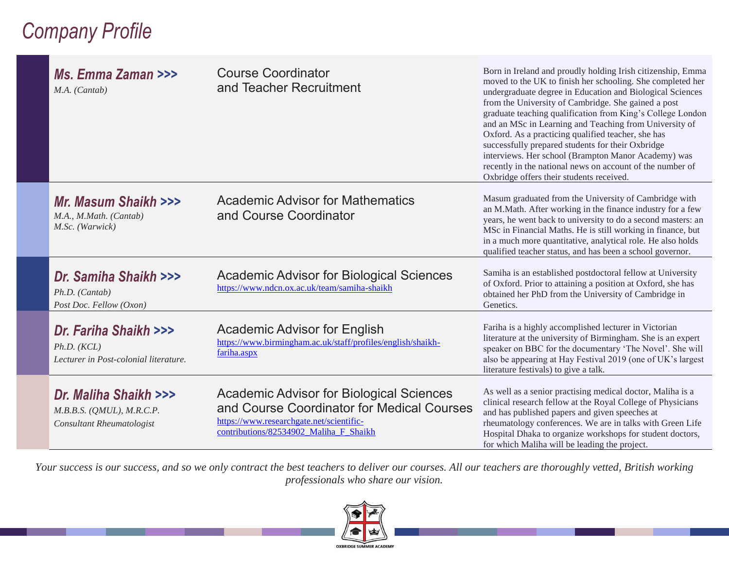# Company Profile

| Name | Role | Biography |
| --- | --- | --- |
| ***Ms. Emma Zaman >>>*** *M.A. (Cantab)* | Course Coordinator and Teacher Recruitment | Born in Ireland and proudly holding Irish citizenship, Emma moved to the UK to finish her schooling. She completed her undergraduate degree in Education and Biological Sciences from the University of Cambridge. She gained a post graduate teaching qualification from King's College London and an MSc in Learning and Teaching from University of Oxford. As a practicing qualified teacher, she has successfully prepared students for their Oxbridge interviews. Her school (Brampton Manor Academy) was recently in the national news on account of the number of Oxbridge offers their students received. |
| ***Mr. Masum Shaikh >>>*** *M.A., M.Math. (Cantab)* *M.Sc. (Warwick)* | Academic Advisor for Mathematics and Course Coordinator | Masum graduated from the University of Cambridge with an M.Math. After working in the finance industry for a few years, he went back to university to do a second masters: an MSc in Financial Maths. He is still working in finance, but in a much more quantitative, analytical role. He also holds qualified teacher status, and has been a school governor. |
| ***Dr. Samiha Shaikh >>>*** *Ph.D. (Cantab)* *Post Doc. Fellow (Oxon)* | Academic Advisor for Biological Sciences https://www.ndcn.ox.ac.uk/team/samiha-shaikh | Samiha is an established postdoctoral fellow at University of Oxford. Prior to attaining a position at Oxford, she has obtained her PhD from the University of Cambridge in Genetics. |
| ***Dr. Fariha Shaikh >>>*** *Ph.D. (KCL)* *Lecturer in Post-colonial literature.* | Academic Advisor for English https://www.birmingham.ac.uk/staff/profiles/english/shaikh-fariha.aspx | Fariha is a highly accomplished lecturer in Victorian literature at the university of Birmingham. She is an expert speaker on BBC for the documentary 'The Novel'. She will also be appearing at Hay Festival 2019 (one of UK's largest literature festivals) to give a talk. |
| ***Dr. Maliha Shaikh >>>*** *M.B.B.S. (QMUL), M.R.C.P.* *Consultant Rheumatologist* | Academic Advisor for Biological Sciences and Course Coordinator for Medical Courses https://www.researchgate.net/scientific-contributions/82534902_Maliha_F_Shaikh | As well as a senior practising medical doctor, Maliha is a clinical research fellow at the Royal College of Physicians and has published papers and given speeches at rheumatology conferences. We are in talks with Green Life Hospital Dhaka to organize workshops for student doctors, for which Maliha will be leading the project. |

*Your success is our success, and so we only contract the best teachers to deliver our courses. All our teachers are thoroughly vetted, British working professionals who share our vision.*

OXBRIDGE SUMMER ACADEMY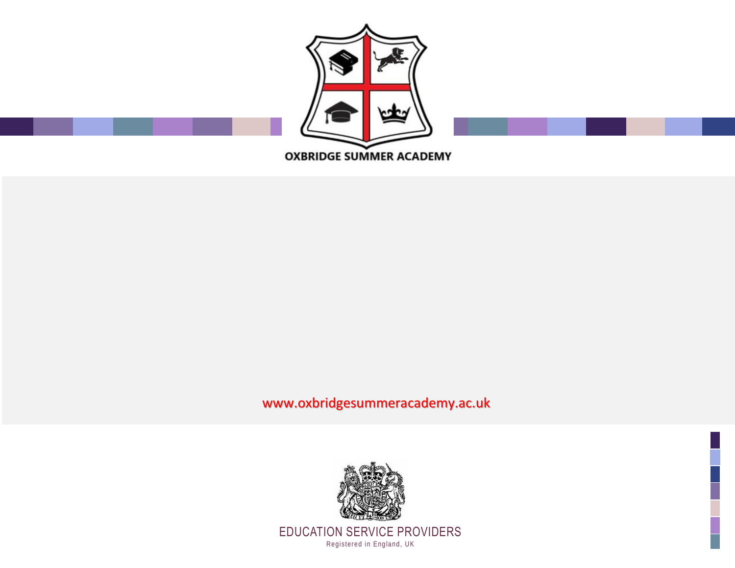OXBRIDGE SUMMER ACADEMY

www.oxbridgesummeracademy.ac.uk

EDUCATION SERVICE PROVIDERS

Registered in England, UK